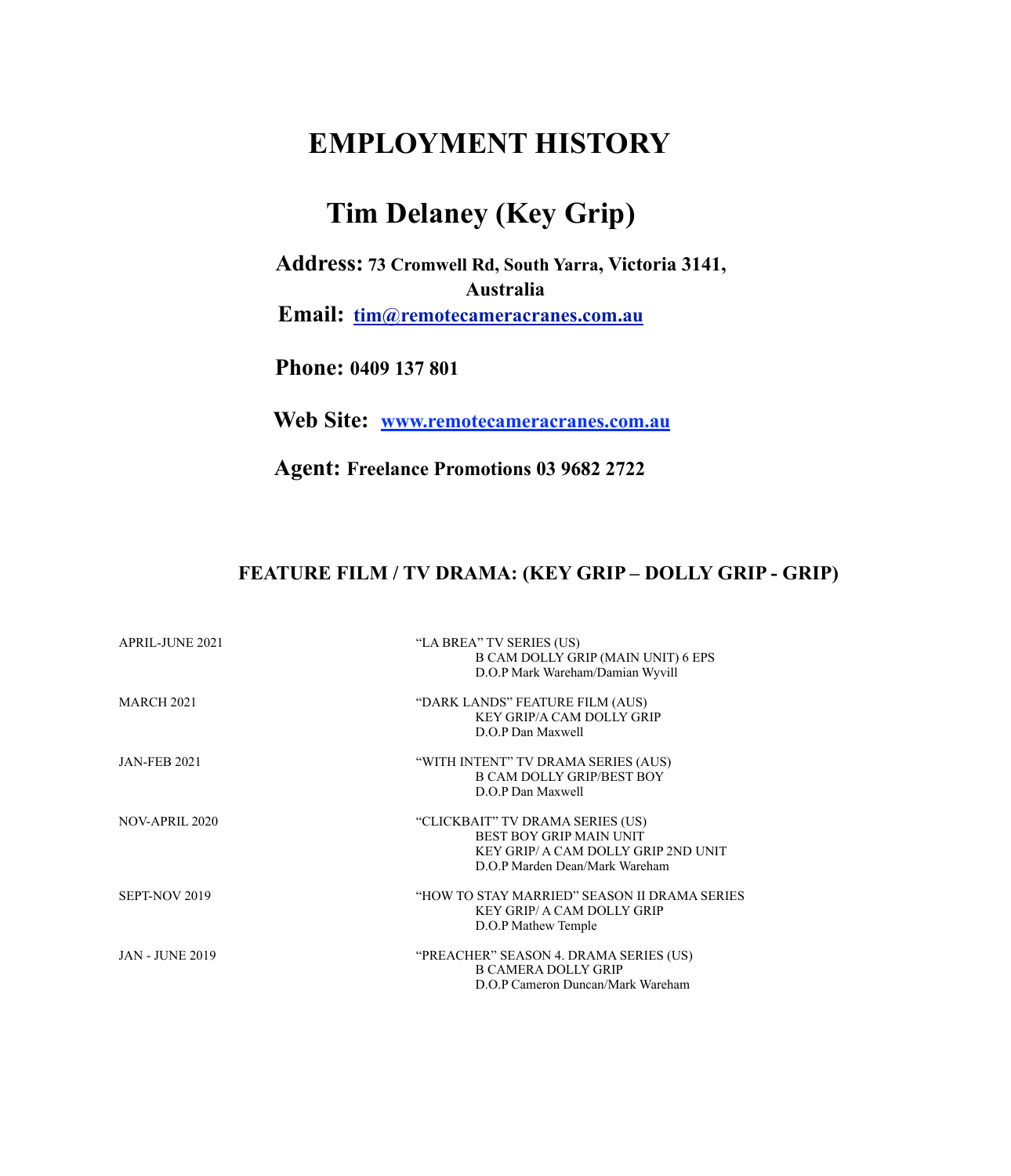# EMPLOYMENT HISTORY

## Tim Delaney (Key Grip)

**Address:** **73 Cromwell Rd, South Yarra, Victoria 3141, Australia**

**Email:** **tim@remotecameracranes.com.au**

**Phone:** **0409 137 801**

**Web Site:** **www.remotecameracranes.com.au**

**Agent:** **Freelance Promotions 03 9682 2722**

### FEATURE FILM / TV DRAMA: (KEY GRIP – DOLLY GRIP - GRIP)

| | |
|---|---|
| APRIL-JUNE 2021 | "LA BREA" TV SERIES (US)<br>B CAM DOLLY GRIP (MAIN UNIT) 6 EPS<br>D.O.P Mark Wareham/Damian Wyvill |
| MARCH 2021 | "DARK LANDS" FEATURE FILM (AUS)<br>KEY GRIP/A CAM DOLLY GRIP<br>D.O.P Dan Maxwell |
| JAN-FEB 2021 | "WITH INTENT" TV DRAMA SERIES (AUS)<br>B CAM DOLLY GRIP/BEST BOY<br>D.O.P Dan Maxwell |
| NOV-APRIL 2020 | "CLICKBAIT" TV DRAMA SERIES (US)<br>BEST BOY GRIP MAIN UNIT<br>KEY GRIP/ A CAM DOLLY GRIP 2ND UNIT<br>D.O.P Marden Dean/Mark Wareham |
| SEPT-NOV 2019 | "HOW TO STAY MARRIED" SEASON II DRAMA SERIES<br>KEY GRIP/ A CAM DOLLY GRIP<br>D.O.P Mathew Temple |
| JAN - JUNE 2019 | "PREACHER" SEASON 4. DRAMA SERIES (US)<br>B CAMERA DOLLY GRIP<br>D.O.P Cameron Duncan/Mark Wareham |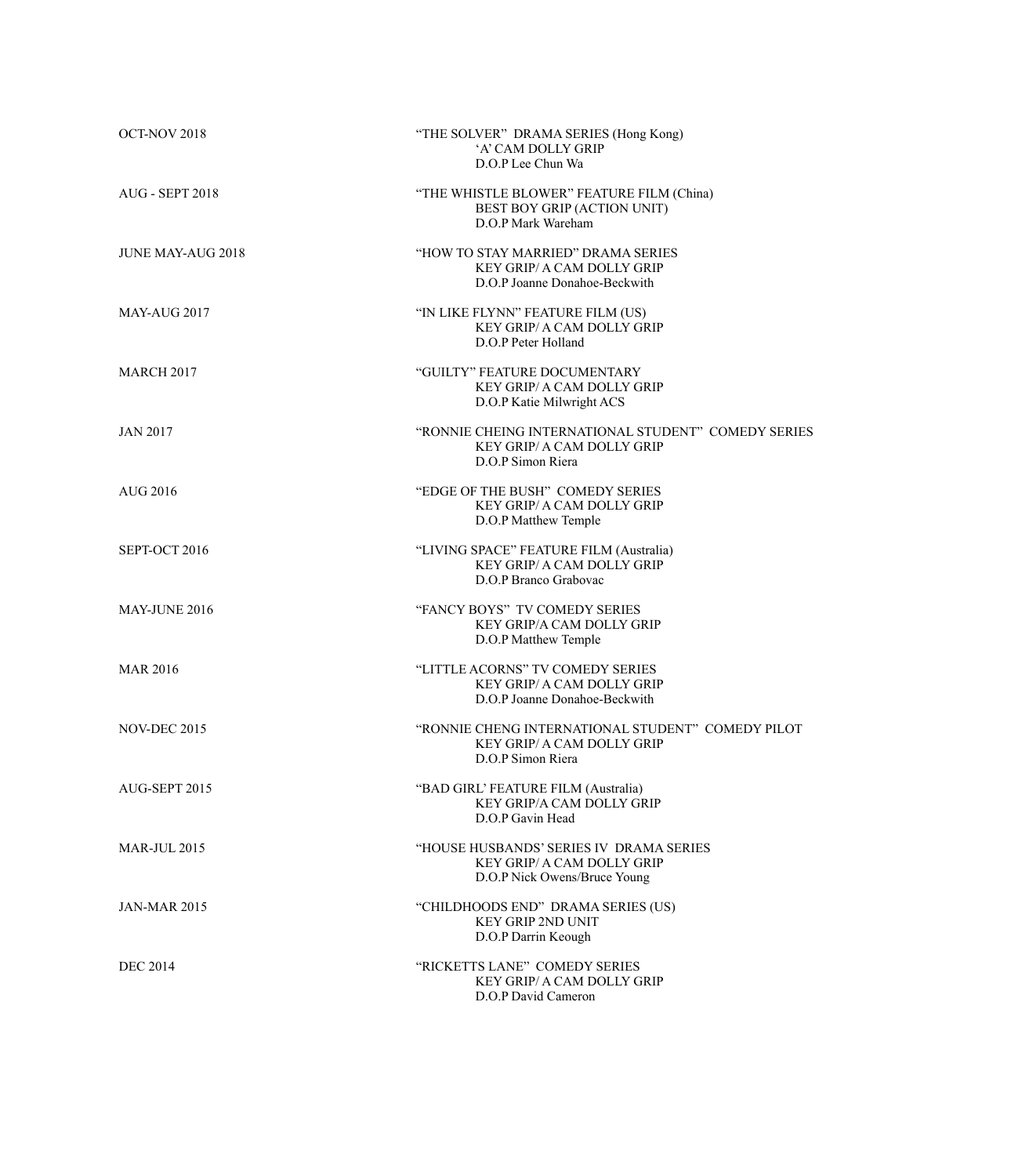OCT-NOV 2018

"THE SOLVER" DRAMA SERIES (Hong Kong)
'A' CAM DOLLY GRIP
D.O.P Lee Chun Wa

AUG - SEPT 2018

"THE WHISTLE BLOWER" FEATURE FILM (China)
BEST BOY GRIP (ACTION UNIT)
D.O.P Mark Wareham

JUNE MAY-AUG 2018

"HOW TO STAY MARRIED" DRAMA SERIES
KEY GRIP/ A CAM DOLLY GRIP
D.O.P Joanne Donahoe-Beckwith

MAY-AUG 2017

"IN LIKE FLYNN" FEATURE FILM (US)
KEY GRIP/ A CAM DOLLY GRIP
D.O.P Peter Holland

MARCH 2017

"GUILTY" FEATURE DOCUMENTARY
KEY GRIP/ A CAM DOLLY GRIP
D.O.P Katie Milwright ACS

JAN 2017

"RONNIE CHEING INTERNATIONAL STUDENT" COMEDY SERIES
KEY GRIP/ A CAM DOLLY GRIP
D.O.P Simon Riera

AUG 2016

"EDGE OF THE BUSH" COMEDY SERIES
KEY GRIP/ A CAM DOLLY GRIP
D.O.P Matthew Temple

SEPT-OCT 2016

"LIVING SPACE" FEATURE FILM (Australia)
KEY GRIP/ A CAM DOLLY GRIP
D.O.P Branco Grabovac

MAY-JUNE 2016

"FANCY BOYS" TV COMEDY SERIES
KEY GRIP/A CAM DOLLY GRIP
D.O.P Matthew Temple

MAR 2016

"LITTLE ACORNS" TV COMEDY SERIES
KEY GRIP/ A CAM DOLLY GRIP
D.O.P Joanne Donahoe-Beckwith

NOV-DEC 2015

"RONNIE CHENG INTERNATIONAL STUDENT" COMEDY PILOT
KEY GRIP/ A CAM DOLLY GRIP
D.O.P Simon Riera

AUG-SEPT 2015

"BAD GIRL' FEATURE FILM (Australia)
KEY GRIP/A CAM DOLLY GRIP
D.O.P Gavin Head

MAR-JUL 2015

"HOUSE HUSBANDS' SERIES IV DRAMA SERIES
KEY GRIP/ A CAM DOLLY GRIP
D.O.P Nick Owens/Bruce Young

JAN-MAR 2015

"CHILDHOODS END" DRAMA SERIES (US)
KEY GRIP 2ND UNIT
D.O.P Darrin Keough

DEC 2014

"RICKETTS LANE" COMEDY SERIES
KEY GRIP/ A CAM DOLLY GRIP
D.O.P David Cameron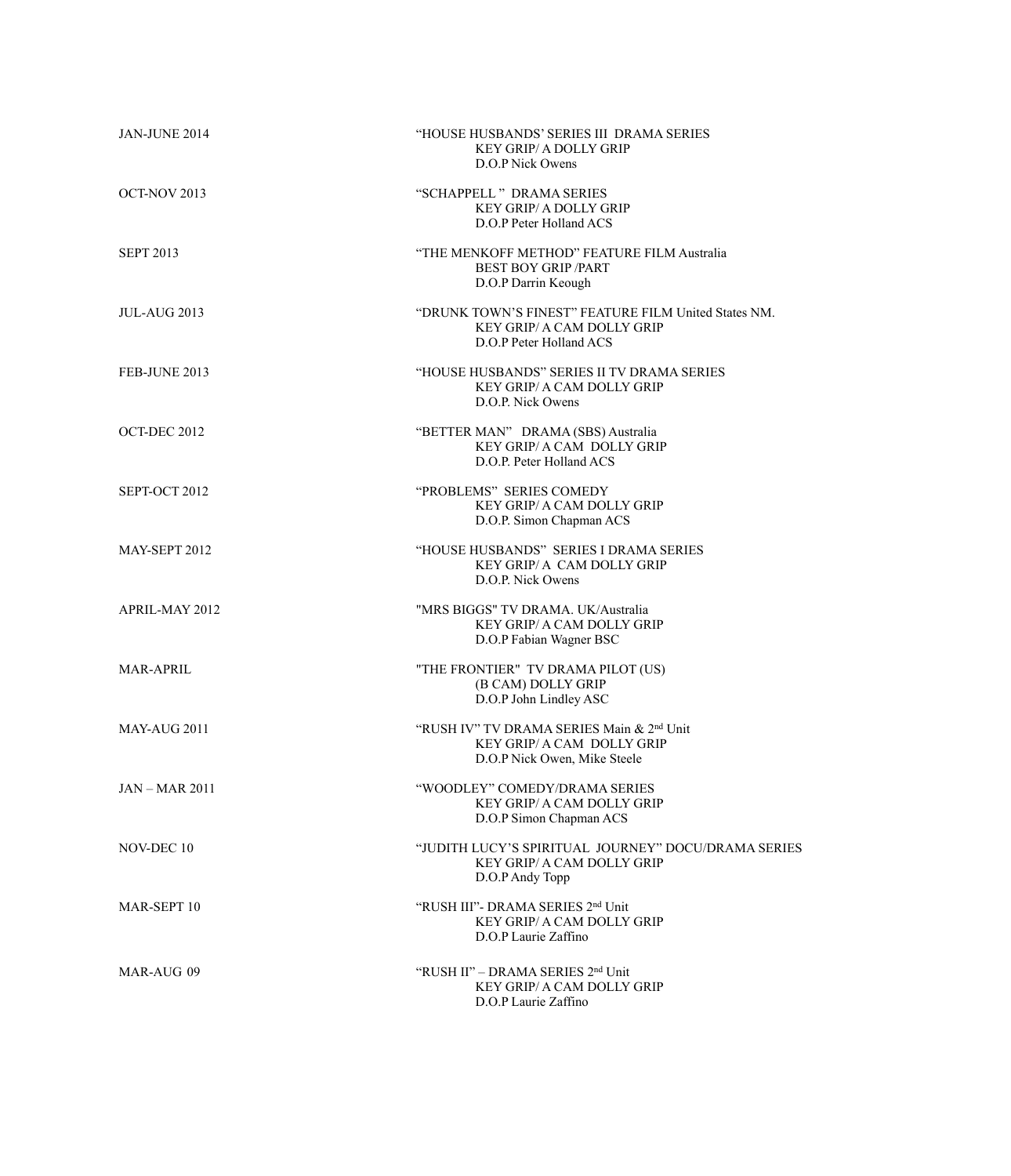| | |
|---|---|
| JAN-JUNE 2014 | "HOUSE HUSBANDS' SERIES III DRAMA SERIES<br>KEY GRIP/ A DOLLY GRIP<br>D.O.P Nick Owens |
| OCT-NOV 2013 | "SCHAPPELL " DRAMA SERIES<br>KEY GRIP/ A DOLLY GRIP<br>D.O.P Peter Holland ACS |
| SEPT 2013 | "THE MENKOFF METHOD" FEATURE FILM Australia<br>BEST BOY GRIP /PART<br>D.O.P Darrin Keough |
| JUL-AUG 2013 | "DRUNK TOWN'S FINEST" FEATURE FILM United States NM.<br>KEY GRIP/ A CAM DOLLY GRIP<br>D.O.P Peter Holland ACS |
| FEB-JUNE 2013 | "HOUSE HUSBANDS" SERIES II TV DRAMA SERIES<br>KEY GRIP/ A CAM DOLLY GRIP<br>D.O.P. Nick Owens |
| OCT-DEC 2012 | "BETTER MAN" DRAMA (SBS) Australia<br>KEY GRIP/ A CAM DOLLY GRIP<br>D.O.P. Peter Holland ACS |
| SEPT-OCT 2012 | "PROBLEMS" SERIES COMEDY<br>KEY GRIP/ A CAM DOLLY GRIP<br>D.O.P. Simon Chapman ACS |
| MAY-SEPT 2012 | "HOUSE HUSBANDS" SERIES I DRAMA SERIES<br>KEY GRIP/ A CAM DOLLY GRIP<br>D.O.P. Nick Owens |
| APRIL-MAY 2012 | "MRS BIGGS" TV DRAMA. UK/Australia<br>KEY GRIP/ A CAM DOLLY GRIP<br>D.O.P Fabian Wagner BSC |
| MAR-APRIL | "THE FRONTIER" TV DRAMA PILOT (US)<br>(B CAM) DOLLY GRIP<br>D.O.P John Lindley ASC |
| MAY-AUG 2011 | "RUSH IV" TV DRAMA SERIES Main & 2nd Unit<br>KEY GRIP/ A CAM DOLLY GRIP<br>D.O.P Nick Owen, Mike Steele |
| JAN – MAR 2011 | "WOODLEY" COMEDY/DRAMA SERIES<br>KEY GRIP/ A CAM DOLLY GRIP<br>D.O.P Simon Chapman ACS |
| NOV-DEC 10 | "JUDITH LUCY'S SPIRITUAL JOURNEY" DOCU/DRAMA SERIES<br>KEY GRIP/ A CAM DOLLY GRIP<br>D.O.P Andy Topp |
| MAR-SEPT 10 | "RUSH III"- DRAMA SERIES 2nd Unit<br>KEY GRIP/ A CAM DOLLY GRIP<br>D.O.P Laurie Zaffino |
| MAR-AUG 09 | "RUSH II" – DRAMA SERIES 2nd Unit<br>KEY GRIP/ A CAM DOLLY GRIP<br>D.O.P Laurie Zaffino |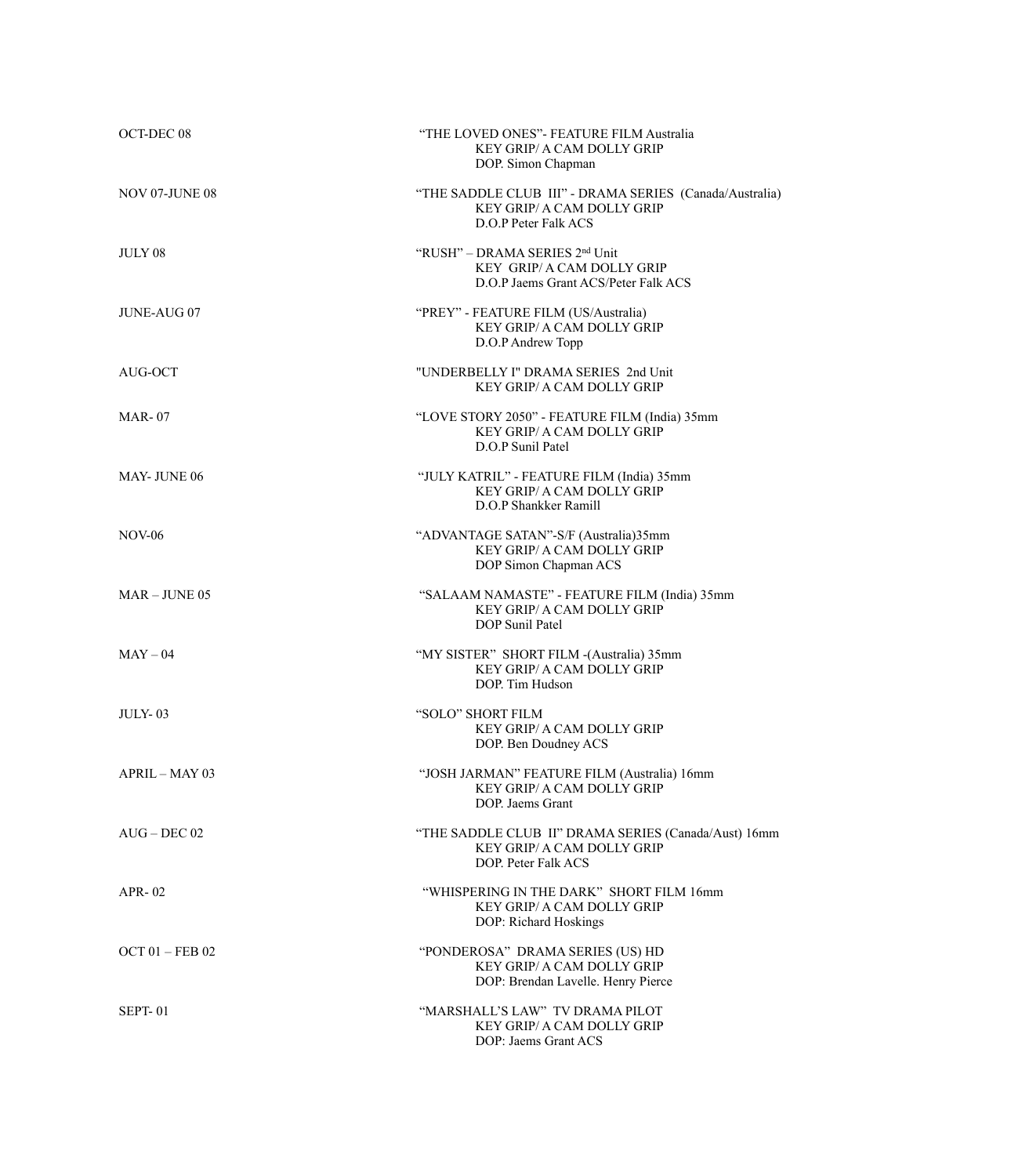| | |
|---|---|
| OCT-DEC 08 | "THE LOVED ONES"- FEATURE FILM Australia<br>KEY GRIP/ A CAM DOLLY GRIP<br>DOP. Simon Chapman |
| NOV 07-JUNE 08 | "THE SADDLE CLUB III" - DRAMA SERIES (Canada/Australia)<br>KEY GRIP/ A CAM DOLLY GRIP<br>D.O.P Peter Falk ACS |
| JULY 08 | "RUSH" – DRAMA SERIES 2nd Unit<br>KEY GRIP/ A CAM DOLLY GRIP<br>D.O.P Jaems Grant ACS/Peter Falk ACS |
| JUNE-AUG 07 | "PREY" - FEATURE FILM (US/Australia)<br>KEY GRIP/ A CAM DOLLY GRIP<br>D.O.P Andrew Topp |
| AUG-OCT | "UNDERBELLY I" DRAMA SERIES 2nd Unit<br>KEY GRIP/ A CAM DOLLY GRIP |
| MAR- 07 | "LOVE STORY 2050" - FEATURE FILM (India) 35mm<br>KEY GRIP/ A CAM DOLLY GRIP<br>D.O.P Sunil Patel |
| MAY- JUNE 06 | "JULY KATRIL" - FEATURE FILM (India) 35mm<br>KEY GRIP/ A CAM DOLLY GRIP<br>D.O.P Shankker Ramill |
| NOV-06 | "ADVANTAGE SATAN"-S/F (Australia)35mm<br>KEY GRIP/ A CAM DOLLY GRIP<br>DOP Simon Chapman ACS |
| MAR – JUNE 05 | "SALAAM NAMASTE" - FEATURE FILM (India) 35mm<br>KEY GRIP/ A CAM DOLLY GRIP<br>DOP Sunil Patel |
| MAY – 04 | "MY SISTER" SHORT FILM -(Australia) 35mm<br>KEY GRIP/ A CAM DOLLY GRIP<br>DOP. Tim Hudson |
| JULY- 03 | "SOLO" SHORT FILM<br>KEY GRIP/ A CAM DOLLY GRIP<br>DOP. Ben Doudney ACS |
| APRIL – MAY 03 | "JOSH JARMAN" FEATURE FILM (Australia) 16mm<br>KEY GRIP/ A CAM DOLLY GRIP<br>DOP. Jaems Grant |
| AUG – DEC 02 | "THE SADDLE CLUB II" DRAMA SERIES (Canada/Aust) 16mm<br>KEY GRIP/ A CAM DOLLY GRIP<br>DOP. Peter Falk ACS |
| APR- 02 | "WHISPERING IN THE DARK" SHORT FILM 16mm<br>KEY GRIP/ A CAM DOLLY GRIP<br>DOP: Richard Hoskings |
| OCT 01 – FEB 02 | "PONDEROSA" DRAMA SERIES (US) HD<br>KEY GRIP/ A CAM DOLLY GRIP<br>DOP: Brendan Lavelle. Henry Pierce |
| SEPT- 01 | "MARSHALL'S LAW" TV DRAMA PILOT<br>KEY GRIP/ A CAM DOLLY GRIP<br>DOP: Jaems Grant ACS |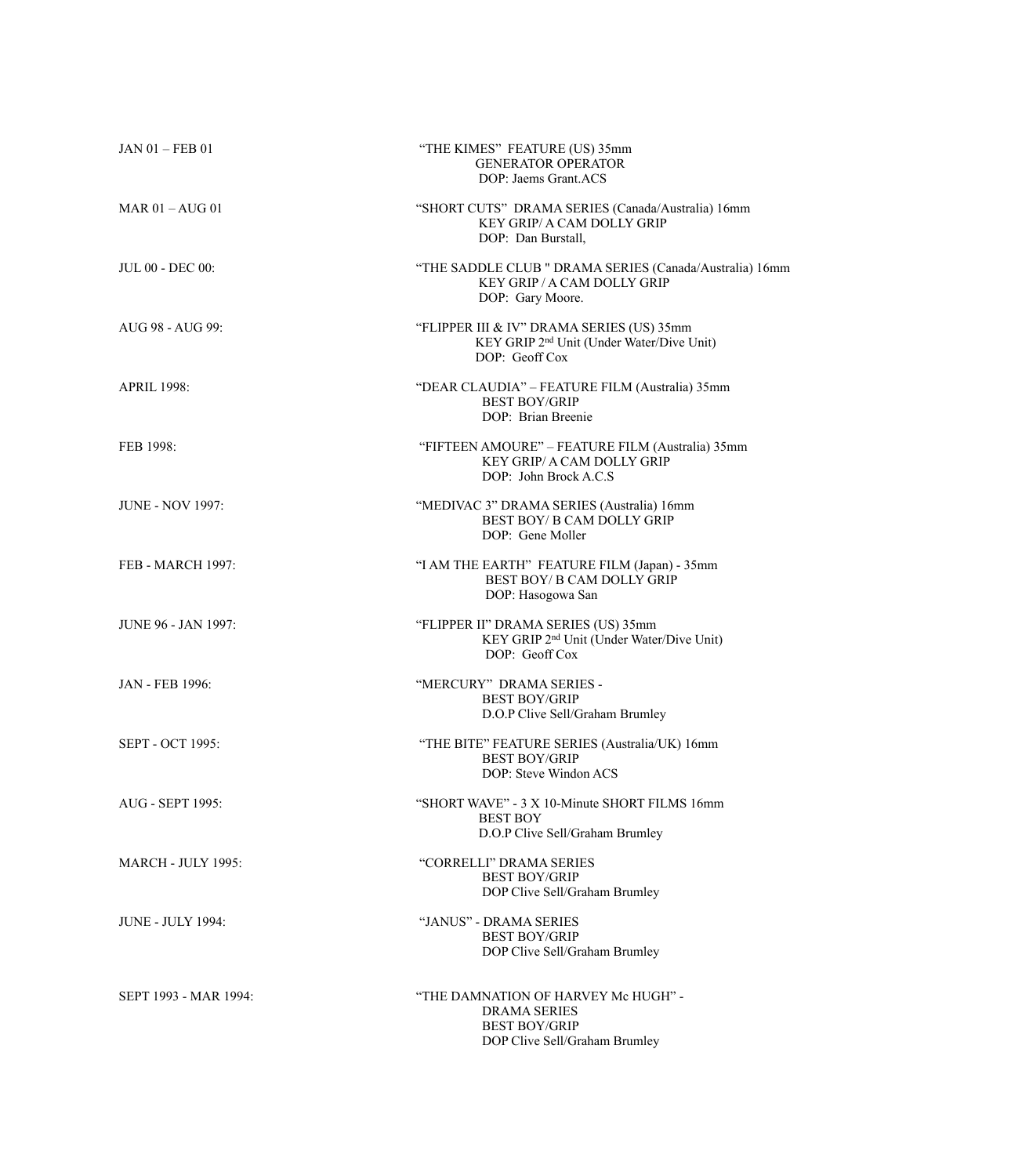| | |
|---|---|
| JAN 01 – FEB 01 | "THE KIMES" FEATURE (US) 35mm<br>GENERATOR OPERATOR<br>DOP: Jaems Grant.ACS |
| MAR 01 – AUG 01 | "SHORT CUTS" DRAMA SERIES (Canada/Australia) 16mm<br>KEY GRIP/ A CAM DOLLY GRIP<br>DOP: Dan Burstall, |
| JUL 00 - DEC 00: | "THE SADDLE CLUB " DRAMA SERIES (Canada/Australia) 16mm<br>KEY GRIP / A CAM DOLLY GRIP<br>DOP: Gary Moore. |
| AUG 98 - AUG 99: | "FLIPPER III & IV" DRAMA SERIES (US) 35mm<br>KEY GRIP 2nd Unit (Under Water/Dive Unit)<br>DOP: Geoff Cox |
| APRIL 1998: | "DEAR CLAUDIA" – FEATURE FILM (Australia) 35mm<br>BEST BOY/GRIP<br>DOP: Brian Breenie |
| FEB 1998: | "FIFTEEN AMOURE" – FEATURE FILM (Australia) 35mm<br>KEY GRIP/ A CAM DOLLY GRIP<br>DOP: John Brock A.C.S |
| JUNE - NOV 1997: | "MEDIVAC 3" DRAMA SERIES (Australia) 16mm<br>BEST BOY/ B CAM DOLLY GRIP<br>DOP: Gene Moller |
| FEB - MARCH 1997: | "I AM THE EARTH" FEATURE FILM (Japan) - 35mm<br>BEST BOY/ B CAM DOLLY GRIP<br>DOP: Hasogowa San |
| JUNE 96 - JAN 1997: | "FLIPPER II" DRAMA SERIES (US) 35mm<br>KEY GRIP 2nd Unit (Under Water/Dive Unit)<br>DOP: Geoff Cox |
| JAN - FEB 1996: | "MERCURY" DRAMA SERIES -<br>BEST BOY/GRIP<br>D.O.P Clive Sell/Graham Brumley |
| SEPT - OCT 1995: | "THE BITE" FEATURE SERIES (Australia/UK) 16mm<br>BEST BOY/GRIP<br>DOP: Steve Windon ACS |
| AUG - SEPT 1995: | "SHORT WAVE" - 3 X 10-Minute SHORT FILMS 16mm<br>BEST BOY<br>D.O.P Clive Sell/Graham Brumley |
| MARCH - JULY 1995: | "CORRELLI" DRAMA SERIES<br>BEST BOY/GRIP<br>DOP Clive Sell/Graham Brumley |
| JUNE - JULY 1994: | "JANUS" - DRAMA SERIES<br>BEST BOY/GRIP<br>DOP Clive Sell/Graham Brumley |
| SEPT 1993 - MAR 1994: | "THE DAMNATION OF HARVEY Mc HUGH" -<br>DRAMA SERIES<br>BEST BOY/GRIP<br>DOP Clive Sell/Graham Brumley |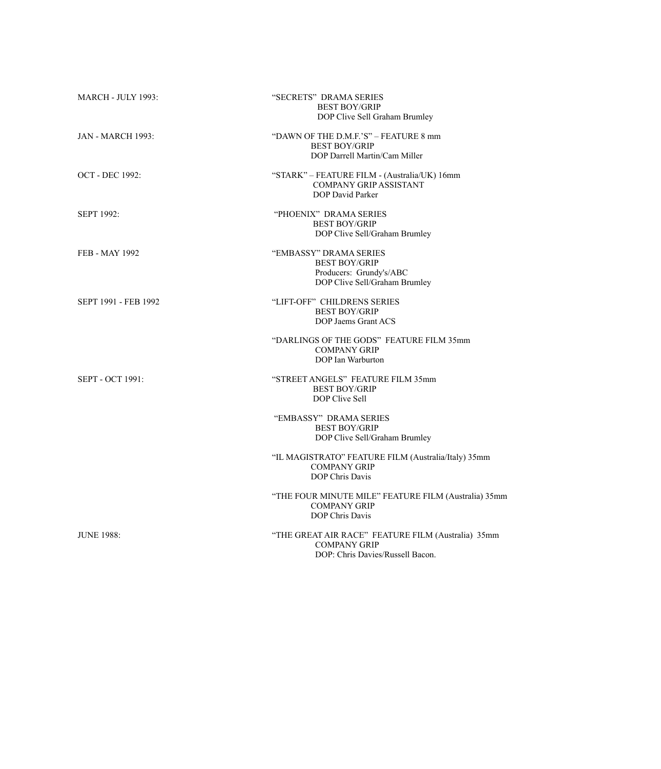| | |
|---|---|
| MARCH - JULY 1993: | "SECRETS" DRAMA SERIES<br>BEST BOY/GRIP<br>DOP Clive Sell Graham Brumley |
| JAN - MARCH 1993: | "DAWN OF THE D.M.F.'S" – FEATURE 8 mm<br>BEST BOY/GRIP<br>DOP Darrell Martin/Cam Miller |
| OCT - DEC 1992: | "STARK" – FEATURE FILM - (Australia/UK) 16mm<br>COMPANY GRIP ASSISTANT<br>DOP David Parker |
| SEPT 1992: | "PHOENIX" DRAMA SERIES<br>BEST BOY/GRIP<br>DOP Clive Sell/Graham Brumley |
| FEB - MAY 1992 | "EMBASSY" DRAMA SERIES<br>BEST BOY/GRIP<br>Producers: Grundy's/ABC<br>DOP Clive Sell/Graham Brumley |
| SEPT 1991 - FEB 1992 | "LIFT-OFF" CHILDRENS SERIES<br>BEST BOY/GRIP<br>DOP Jaems Grant ACS |
| | "DARLINGS OF THE GODS" FEATURE FILM 35mm<br>COMPANY GRIP<br>DOP Ian Warburton |
| SEPT - OCT 1991: | "STREET ANGELS" FEATURE FILM 35mm<br>BEST BOY/GRIP<br>DOP Clive Sell |
| | "EMBASSY" DRAMA SERIES<br>BEST BOY/GRIP<br>DOP Clive Sell/Graham Brumley |
| | "IL MAGISTRATO" FEATURE FILM (Australia/Italy) 35mm<br>COMPANY GRIP<br>DOP Chris Davis |
| | "THE FOUR MINUTE MILE" FEATURE FILM (Australia) 35mm<br>COMPANY GRIP<br>DOP Chris Davis |
| JUNE 1988: | "THE GREAT AIR RACE" FEATURE FILM (Australia) 35mm<br>COMPANY GRIP<br>DOP: Chris Davies/Russell Bacon. |